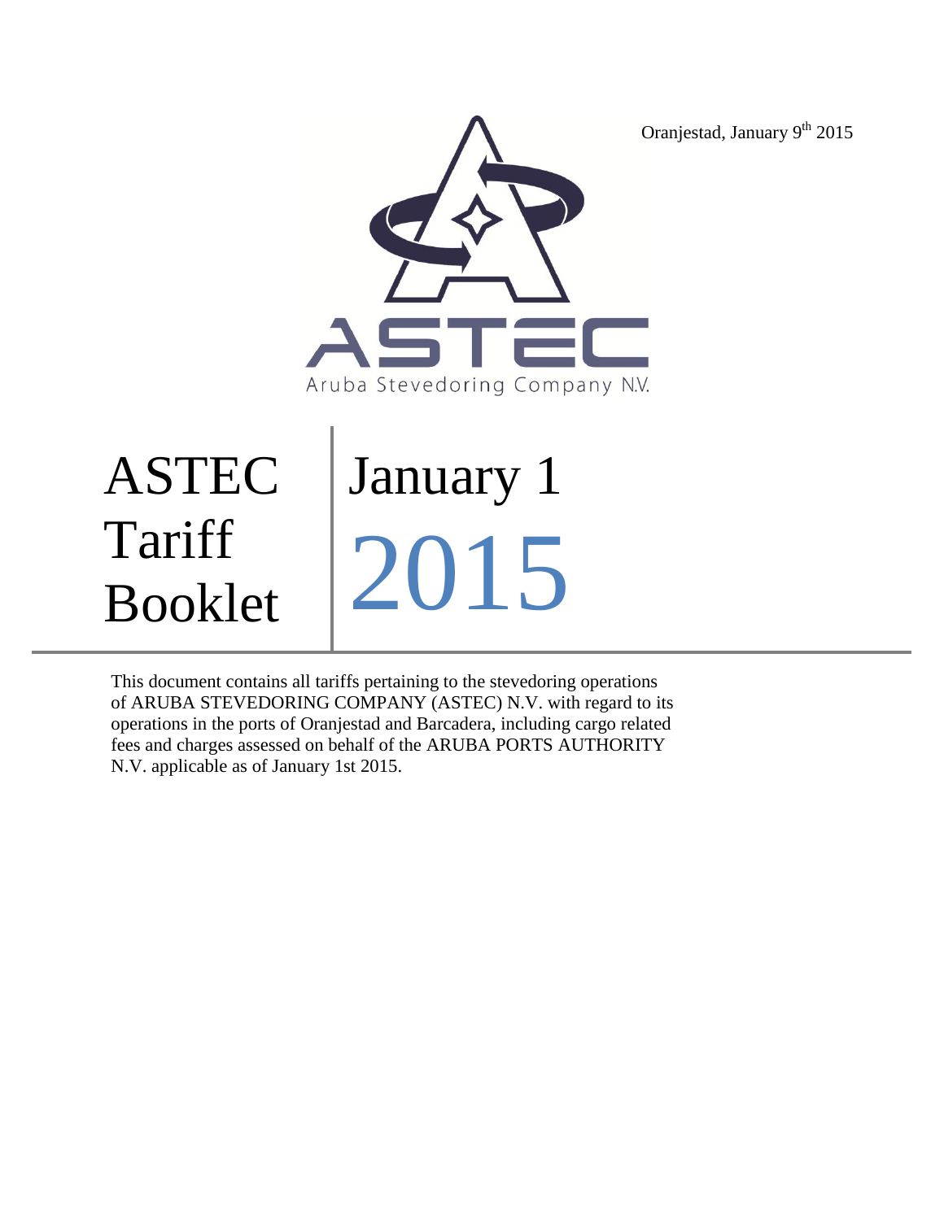Oranjestad, January 9th 2015

ASTEC

Aruba Stevedoring Company N.V.

# ASTEC Tariff Booklet

# January 1 2015

This document contains all tariffs pertaining to the stevedoring operations of ARUBA STEVEDORING COMPANY (ASTEC) N.V. with regard to its operations in the ports of Oranjestad and Barcadera, including cargo related fees and charges assessed on behalf of the ARUBA PORTS AUTHORITY N.V. applicable as of January 1st 2015.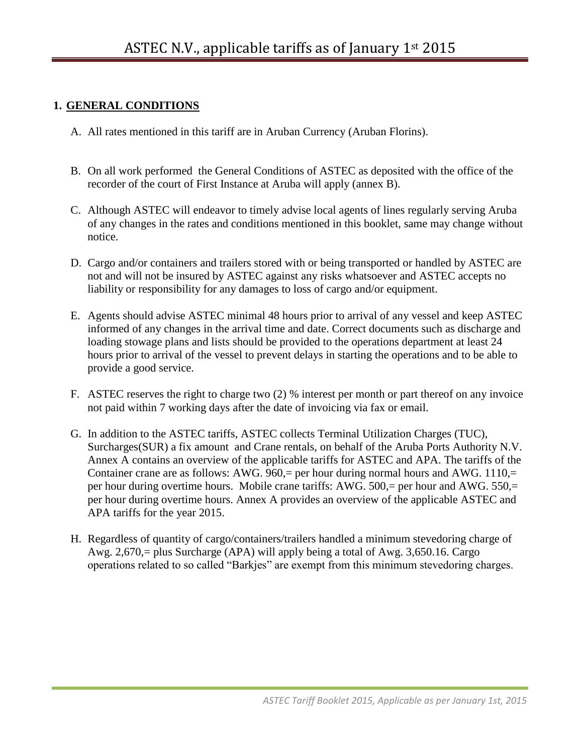# ASTEC N.V., applicable tariffs as of January 1st 2015

## 1. GENERAL CONDITIONS

A. All rates mentioned in this tariff are in Aruban Currency (Aruban Florins).

B. On all work performed the General Conditions of ASTEC as deposited with the office of the recorder of the court of First Instance at Aruba will apply (annex B).

C. Although ASTEC will endeavor to timely advise local agents of lines regularly serving Aruba of any changes in the rates and conditions mentioned in this booklet, same may change without notice.

D. Cargo and/or containers and trailers stored with or being transported or handled by ASTEC are not and will not be insured by ASTEC against any risks whatsoever and ASTEC accepts no liability or responsibility for any damages to loss of cargo and/or equipment.

E. Agents should advise ASTEC minimal 48 hours prior to arrival of any vessel and keep ASTEC informed of any changes in the arrival time and date. Correct documents such as discharge and loading stowage plans and lists should be provided to the operations department at least 24 hours prior to arrival of the vessel to prevent delays in starting the operations and to be able to provide a good service.

F. ASTEC reserves the right to charge two (2) % interest per month or part thereof on any invoice not paid within 7 working days after the date of invoicing via fax or email.

G. In addition to the ASTEC tariffs, ASTEC collects Terminal Utilization Charges (TUC), Surcharges(SUR) a fix amount and Crane rentals, on behalf of the Aruba Ports Authority N.V. Annex A contains an overview of the applicable tariffs for ASTEC and APA. The tariffs of the Container crane are as follows: AWG. 960,= per hour during normal hours and AWG. 1110,= per hour during overtime hours. Mobile crane tariffs: AWG. 500,= per hour and AWG. 550,= per hour during overtime hours. Annex A provides an overview of the applicable ASTEC and APA tariffs for the year 2015.

H. Regardless of quantity of cargo/containers/trailers handled a minimum stevedoring charge of Awg. 2,670,= plus Surcharge (APA) will apply being a total of Awg. 3,650.16. Cargo operations related to so called "Barkjes" are exempt from this minimum stevedoring charges.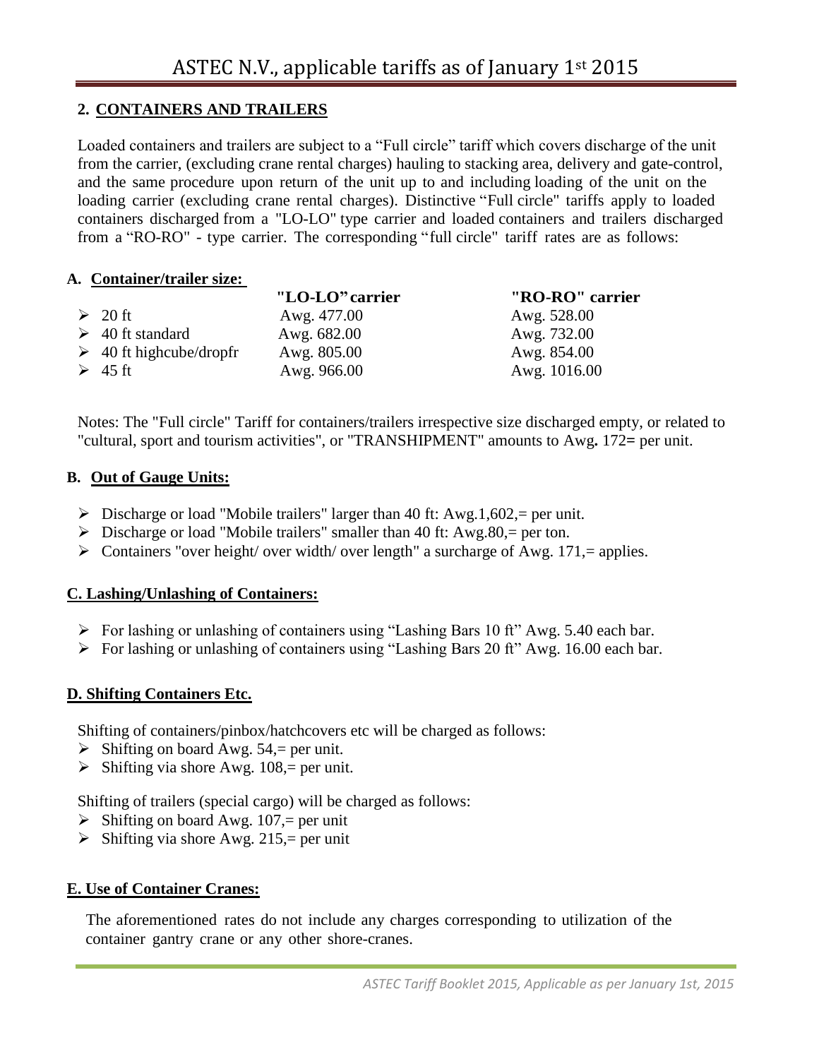## 2. CONTAINERS AND TRAILERS

Loaded containers and trailers are subject to a "Full circle" tariff which covers discharge of the unit from the carrier, (excluding crane rental charges) hauling to stacking area, delivery and gate-control, and the same procedure upon return of the unit up to and including loading of the unit on the loading carrier (excluding crane rental charges). Distinctive "Full circle" tariffs apply to loaded containers discharged from a "LO-LO" type carrier and loaded containers and trailers discharged from a "RO-RO" - type carrier. The corresponding "full circle" tariff rates are as follows:

### A. Container/trailer size:

| | "LO-LO" carrier | "RO-RO" carrier |
|---|---|---|
| 20 ft | Awg. 477.00 | Awg. 528.00 |
| 40 ft standard | Awg. 682.00 | Awg. 732.00 |
| 40 ft highcube/dropfr | Awg. 805.00 | Awg. 854.00 |
| 45 ft | Awg. 966.00 | Awg. 1016.00 |

Notes: The "Full circle" Tariff for containers/trailers irrespective size discharged empty, or related to "cultural, sport and tourism activities", or "TRANSHIPMENT" amounts to Awg**.** 172**=** per unit.

### B. Out of Gauge Units:

- Discharge or load "Mobile trailers" larger than 40 ft: Awg.1,602,= per unit.
- Discharge or load "Mobile trailers" smaller than 40 ft: Awg.80,= per ton.
- Containers "over height/ over width/ over length" a surcharge of Awg. 171,= applies.

### C. Lashing/Unlashing of Containers:

- For lashing or unlashing of containers using "Lashing Bars 10 ft" Awg. 5.40 each bar.
- For lashing or unlashing of containers using "Lashing Bars 20 ft" Awg. 16.00 each bar.

### D. Shifting Containers Etc.

Shifting of containers/pinbox/hatchcovers etc will be charged as follows:

- Shifting on board Awg. 54,= per unit.
- Shifting via shore Awg. 108,= per unit.

Shifting of trailers (special cargo) will be charged as follows:

- Shifting on board Awg. 107,= per unit
- Shifting via shore Awg. 215,= per unit

### E. Use of Container Cranes:

The aforementioned rates do not include any charges corresponding to utilization of the container gantry crane or any other shore-cranes.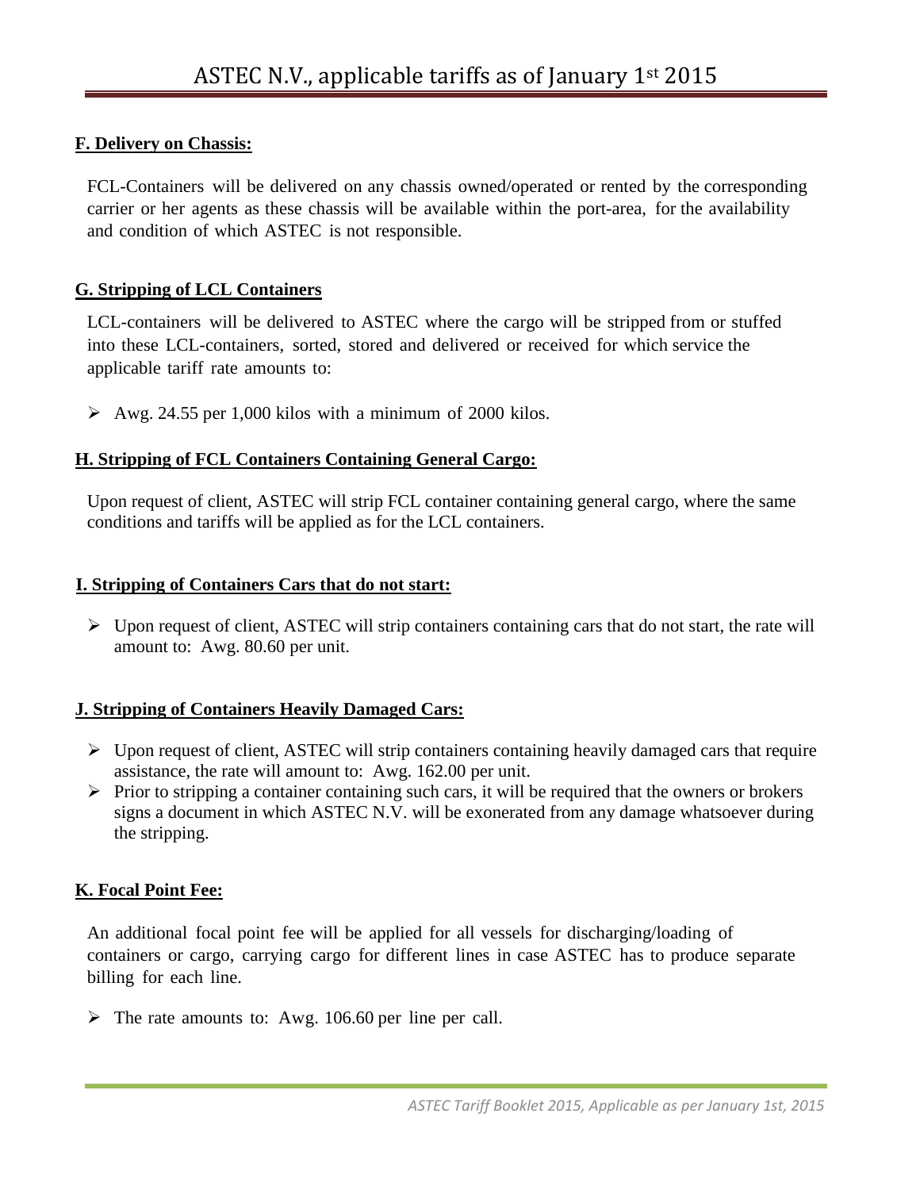### F. Delivery on Chassis:

FCL-Containers will be delivered on any chassis owned/operated or rented by the corresponding carrier or her agents as these chassis will be available within the port-area, for the availability and condition of which ASTEC is not responsible.

### G. Stripping of LCL Containers

LCL-containers will be delivered to ASTEC where the cargo will be stripped from or stuffed into these LCL-containers, sorted, stored and delivered or received for which service the applicable tariff rate amounts to:

- Awg. 24.55 per 1,000 kilos with a minimum of 2000 kilos.

### H. Stripping of FCL Containers Containing General Cargo:

Upon request of client, ASTEC will strip FCL container containing general cargo, where the same conditions and tariffs will be applied as for the LCL containers.

### I. Stripping of Containers Cars that do not start:

- Upon request of client, ASTEC will strip containers containing cars that do not start, the rate will amount to: Awg. 80.60 per unit.

### J. Stripping of Containers Heavily Damaged Cars:

- Upon request of client, ASTEC will strip containers containing heavily damaged cars that require assistance, the rate will amount to: Awg. 162.00 per unit.
- Prior to stripping a container containing such cars, it will be required that the owners or brokers signs a document in which ASTEC N.V. will be exonerated from any damage whatsoever during the stripping.

### K. Focal Point Fee:

An additional focal point fee will be applied for all vessels for discharging/loading of containers or cargo, carrying cargo for different lines in case ASTEC has to produce separate billing for each line.

- The rate amounts to: Awg. 106.60 per line per call.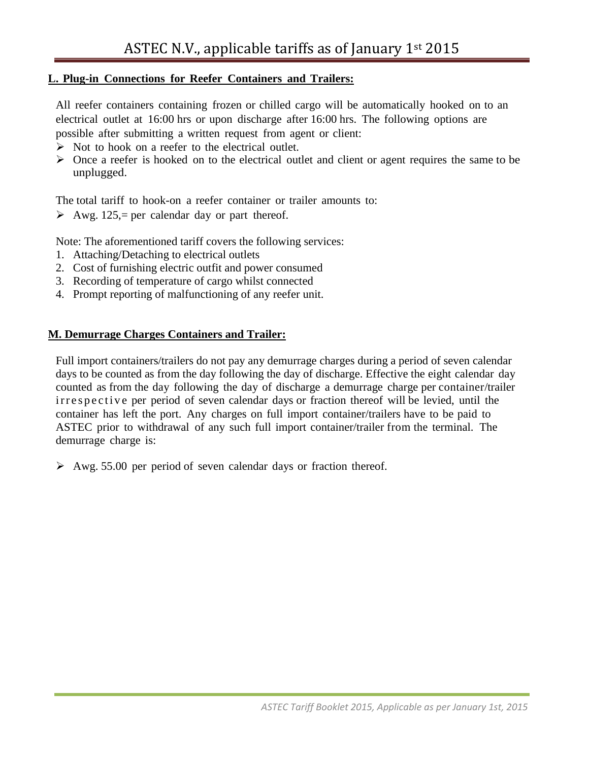## L. Plug-in Connections for Reefer Containers and Trailers:

All reefer containers containing frozen or chilled cargo will be automatically hooked on to an electrical outlet at 16:00 hrs or upon discharge after 16:00 hrs. The following options are possible after submitting a written request from agent or client:

- Not to hook on a reefer to the electrical outlet.
- Once a reefer is hooked on to the electrical outlet and client or agent requires the same to be unplugged.

The total tariff to hook-on a reefer container or trailer amounts to:

- Awg. 125,= per calendar day or part thereof.

Note: The aforementioned tariff covers the following services:

1. Attaching/Detaching to electrical outlets
2. Cost of furnishing electric outfit and power consumed
3. Recording of temperature of cargo whilst connected
4. Prompt reporting of malfunctioning of any reefer unit.

## M. Demurrage Charges Containers and Trailer:

Full import containers/trailers do not pay any demurrage charges during a period of seven calendar days to be counted as from the day following the day of discharge. Effective the eight calendar day counted as from the day following the day of discharge a demurrage charge per container/trailer irrespective per period of seven calendar days or fraction thereof will be levied, until the container has left the port. Any charges on full import container/trailers have to be paid to ASTEC prior to withdrawal of any such full import container/trailer from the terminal. The demurrage charge is:

- Awg. 55.00 per period of seven calendar days or fraction thereof.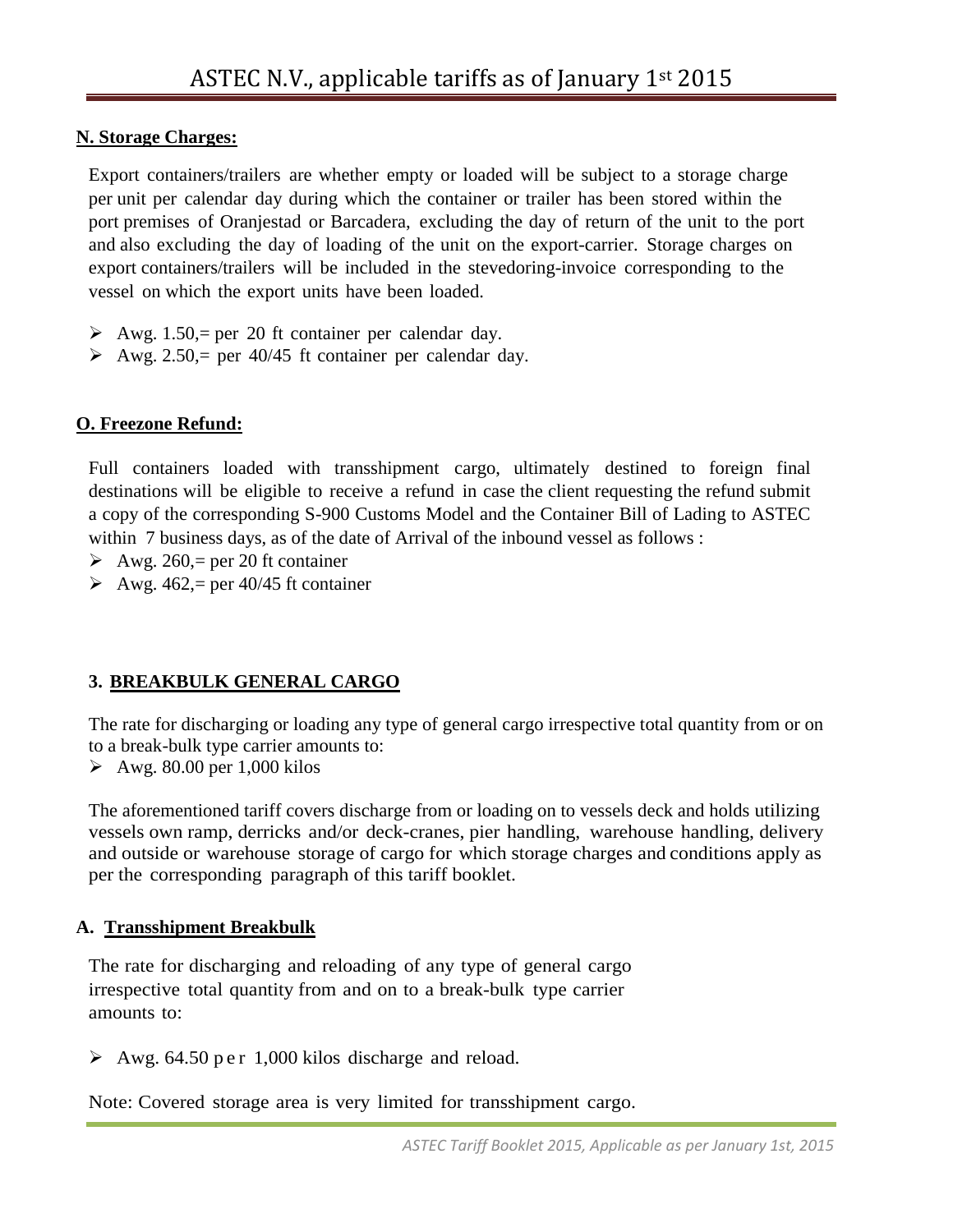**N. Storage Charges:**

Export containers/trailers are whether empty or loaded will be subject to a storage charge per unit per calendar day during which the container or trailer has been stored within the port premises of Oranjestad or Barcadera, excluding the day of return of the unit to the port and also excluding the day of loading of the unit on the export-carrier. Storage charges on export containers/trailers will be included in the stevedoring-invoice corresponding to the vessel on which the export units have been loaded.

- Awg. 1.50,= per 20 ft container per calendar day.
- Awg. 2.50,= per 40/45 ft container per calendar day.

**O. Freezone Refund:**

Full containers loaded with transshipment cargo, ultimately destined to foreign final destinations will be eligible to receive a refund in case the client requesting the refund submit a copy of the corresponding S-900 Customs Model and the Container Bill of Lading to ASTEC within 7 business days, as of the date of Arrival of the inbound vessel as follows :

- Awg. 260,= per 20 ft container
- Awg. 462,= per 40/45 ft container

## 3. BREAKBULK GENERAL CARGO

The rate for discharging or loading any type of general cargo irrespective total quantity from or on to a break-bulk type carrier amounts to:

- Awg. 80.00 per 1,000 kilos

The aforementioned tariff covers discharge from or loading on to vessels deck and holds utilizing vessels own ramp, derricks and/or deck-cranes, pier handling, warehouse handling, delivery and outside or warehouse storage of cargo for which storage charges and conditions apply as per the corresponding paragraph of this tariff booklet.

**A. Transshipment Breakbulk**

The rate for discharging and reloading of any type of general cargo irrespective total quantity from and on to a break-bulk type carrier amounts to:

- Awg. 64.50 per 1,000 kilos discharge and reload.

Note: Covered storage area is very limited for transshipment cargo.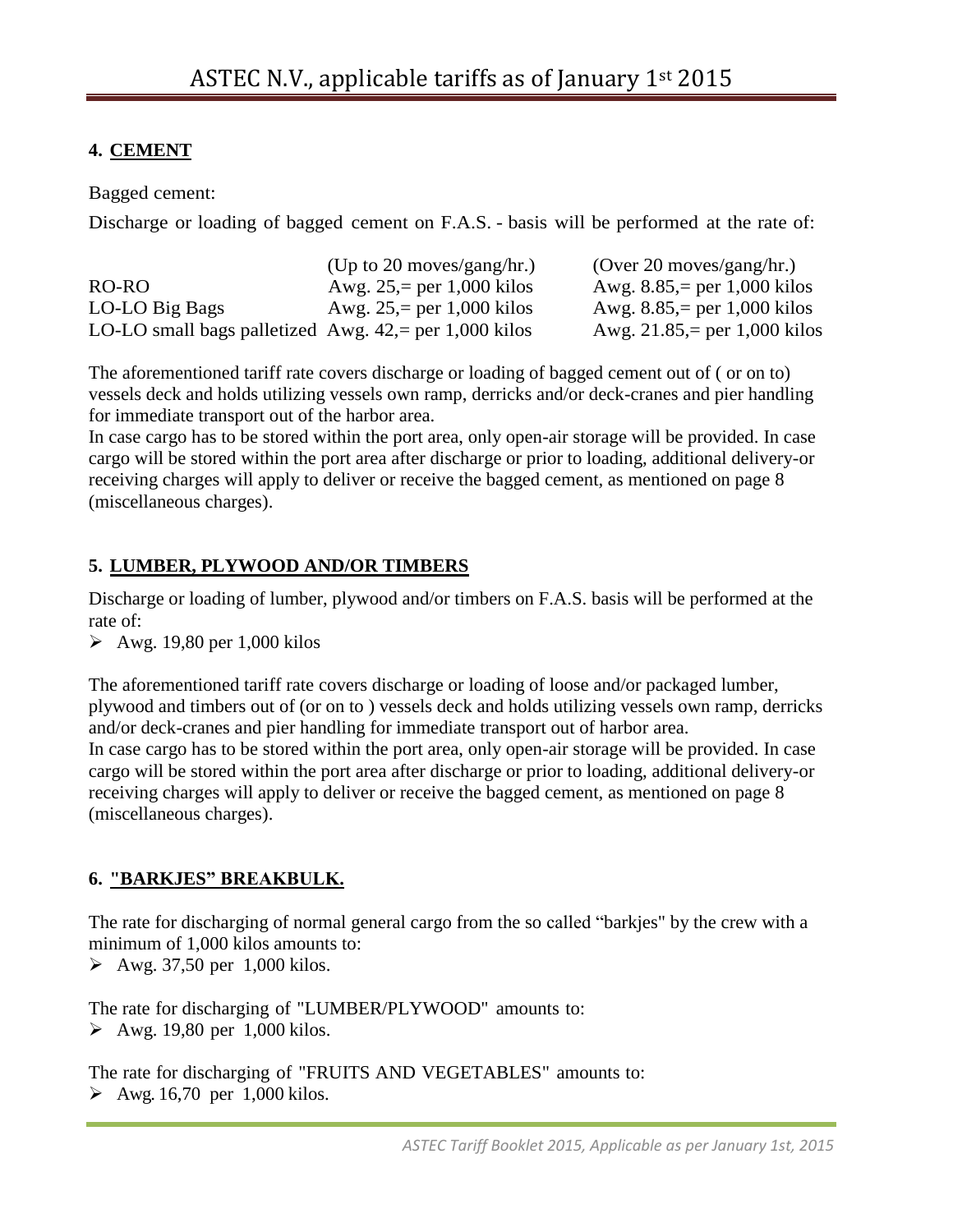## 4. CEMENT

Bagged cement:

Discharge or loading of bagged cement on F.A.S. - basis will be performed at the rate of:

| | (Up to 20 moves/gang/hr.) | (Over 20 moves/gang/hr.) |
|---|---|---|
| RO-RO | Awg. 25,= per 1,000 kilos | Awg. 8.85,= per 1,000 kilos |
| LO-LO Big Bags | Awg. 25,= per 1,000 kilos | Awg. 8.85,= per 1,000 kilos |
| LO-LO small bags palletized | Awg. 42,= per 1,000 kilos | Awg. 21.85,= per 1,000 kilos |

The aforementioned tariff rate covers discharge or loading of bagged cement out of ( or on to) vessels deck and holds utilizing vessels own ramp, derricks and/or deck-cranes and pier handling for immediate transport out of the harbor area.
In case cargo has to be stored within the port area, only open-air storage will be provided. In case cargo will be stored within the port area after discharge or prior to loading, additional delivery-or receiving charges will apply to deliver or receive the bagged cement, as mentioned on page 8 (miscellaneous charges).

## 5. LUMBER, PLYWOOD AND/OR TIMBERS

Discharge or loading of lumber, plywood and/or timbers on F.A.S. basis will be performed at the rate of:

- Awg. 19,80 per 1,000 kilos

The aforementioned tariff rate covers discharge or loading of loose and/or packaged lumber, plywood and timbers out of (or on to ) vessels deck and holds utilizing vessels own ramp, derricks and/or deck-cranes and pier handling for immediate transport out of harbor area.
In case cargo has to be stored within the port area, only open-air storage will be provided. In case cargo will be stored within the port area after discharge or prior to loading, additional delivery-or receiving charges will apply to deliver or receive the bagged cement, as mentioned on page 8 (miscellaneous charges).

## 6. "BARKJES" BREAKBULK.

The rate for discharging of normal general cargo from the so called "barkjes" by the crew with a minimum of 1,000 kilos amounts to:

- Awg. 37,50 per 1,000 kilos.

The rate for discharging of "LUMBER/PLYWOOD" amounts to:

- Awg. 19,80 per 1,000 kilos.

The rate for discharging of "FRUITS AND VEGETABLES" amounts to:

- Awg. 16,70 per 1,000 kilos.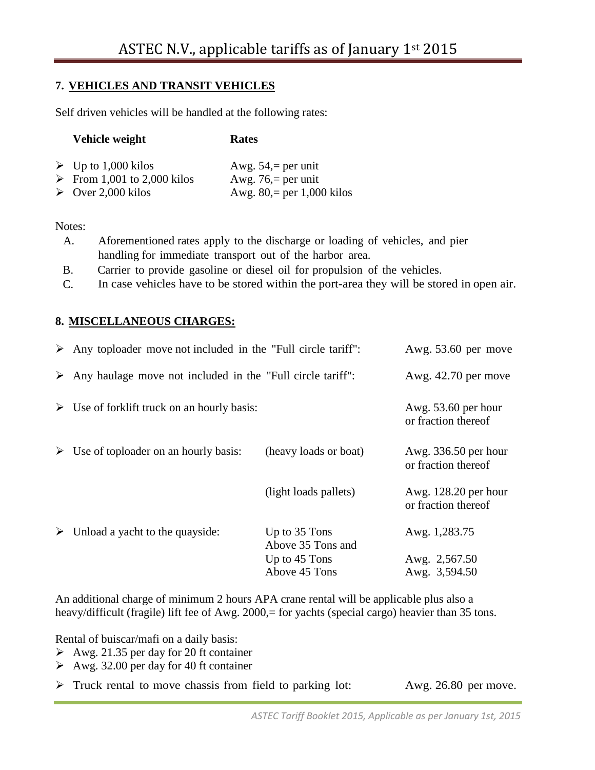## 7. VEHICLES AND TRANSIT VEHICLES

Self driven vehicles will be handled at the following rates:

| Vehicle weight | Rates |
|---|---|
| ➢ Up to 1,000 kilos | Awg. 54,= per unit |
| ➢ From 1,001 to 2,000 kilos | Awg. 76,= per unit |
| ➢ Over 2,000 kilos | Awg. 80,= per 1,000 kilos |

Notes:

A. Aforementioned rates apply to the discharge or loading of vehicles, and pier handling for immediate transport out of the harbor area.

B. Carrier to provide gasoline or diesel oil for propulsion of the vehicles.

C. In case vehicles have to be stored within the port-area they will be stored in open air.

## 8. MISCELLANEOUS CHARGES:

| | | |
|---|---|---|
| ➢ Any toploader move not included in the "Full circle tariff": | | Awg. 53.60 per move |
| ➢ Any haulage move not included in the "Full circle tariff": | | Awg. 42.70 per move |
| ➢ Use of forklift truck on an hourly basis: | | Awg. 53.60 per hour or fraction thereof |
| ➢ Use of toploader on an hourly basis: | (heavy loads or boat) | Awg. 336.50 per hour or fraction thereof |
| | (light loads pallets) | Awg. 128.20 per hour or fraction thereof |
| ➢ Unload a yacht to the quayside: | Up to 35 Tons | Awg. 1,283.75 |
| | Above 35 Tons and Up to 45 Tons | Awg. 2,567.50 |
| | Above 45 Tons | Awg. 3,594.50 |

An additional charge of minimum 2 hours APA crane rental will be applicable plus also a heavy/difficult (fragile) lift fee of Awg. 2000,= for yachts (special cargo) heavier than 35 tons.

Rental of buiscar/mafi on a daily basis:

- ➢ Awg. 21.35 per day for 20 ft container
- ➢ Awg. 32.00 per day for 40 ft container

| | |
|---|---|
| ➢ Truck rental to move chassis from field to parking lot: | Awg. 26.80 per move. |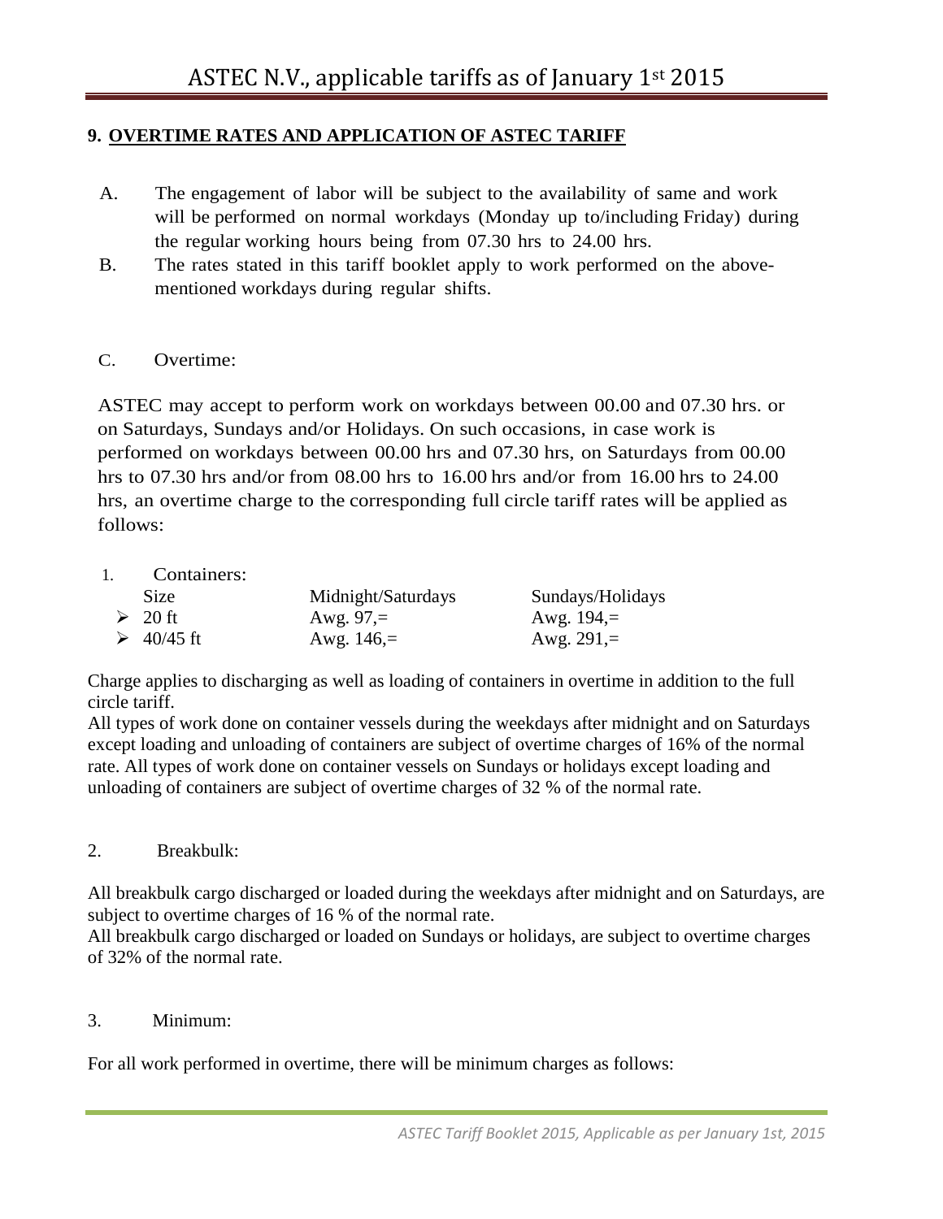## 9. OVERTIME RATES AND APPLICATION OF ASTEC TARIFF

A. The engagement of labor will be subject to the availability of same and work will be performed on normal workdays (Monday up to/including Friday) during the regular working hours being from 07.30 hrs to 24.00 hrs.

B. The rates stated in this tariff booklet apply to work performed on the above-mentioned workdays during regular shifts.

C. Overtime:

ASTEC may accept to perform work on workdays between 00.00 and 07.30 hrs. or on Saturdays, Sundays and/or Holidays. On such occasions, in case work is performed on workdays between 00.00 hrs and 07.30 hrs, on Saturdays from 00.00 hrs to 07.30 hrs and/or from 08.00 hrs to 16.00 hrs and/or from 16.00 hrs to 24.00 hrs, an overtime charge to the corresponding full circle tariff rates will be applied as follows:

1. Containers:

| Size | Midnight/Saturdays | Sundays/Holidays |
|---|---|---|
| ➢ 20 ft | Awg. 97,= | Awg. 194,= |
| ➢ 40/45 ft | Awg. 146,= | Awg. 291,= |

Charge applies to discharging as well as loading of containers in overtime in addition to the full circle tariff.
All types of work done on container vessels during the weekdays after midnight and on Saturdays except loading and unloading of containers are subject of overtime charges of 16% of the normal rate. All types of work done on container vessels on Sundays or holidays except loading and unloading of containers are subject of overtime charges of 32 % of the normal rate.

2. Breakbulk:

All breakbulk cargo discharged or loaded during the weekdays after midnight and on Saturdays, are subject to overtime charges of 16 % of the normal rate.
All breakbulk cargo discharged or loaded on Sundays or holidays, are subject to overtime charges of 32% of the normal rate.

3. Minimum:

For all work performed in overtime, there will be minimum charges as follows: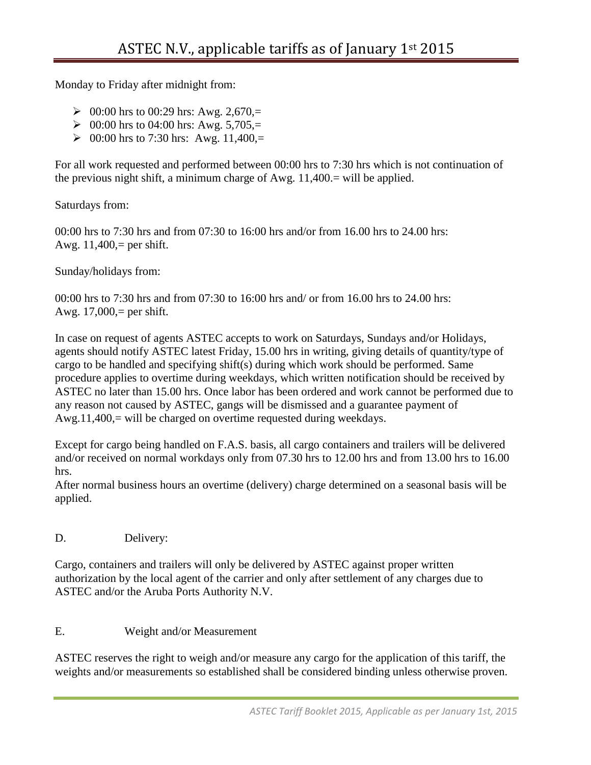Monday to Friday after midnight from:

- 00:00 hrs to 00:29 hrs: Awg. 2,670,=
- 00:00 hrs to 04:00 hrs: Awg. 5,705,=
- 00:00 hrs to 7:30 hrs: Awg. 11,400,=

For all work requested and performed between 00:00 hrs to 7:30 hrs which is not continuation of the previous night shift, a minimum charge of Awg. 11,400.= will be applied.

Saturdays from:

00:00 hrs to 7:30 hrs and from 07:30 to 16:00 hrs and/or from 16.00 hrs to 24.00 hrs:
Awg. 11,400,= per shift.

Sunday/holidays from:

00:00 hrs to 7:30 hrs and from 07:30 to 16:00 hrs and/ or from 16.00 hrs to 24.00 hrs:
Awg. 17,000,= per shift.

In case on request of agents ASTEC accepts to work on Saturdays, Sundays and/or Holidays, agents should notify ASTEC latest Friday, 15.00 hrs in writing, giving details of quantity/type of cargo to be handled and specifying shift(s) during which work should be performed. Same procedure applies to overtime during weekdays, which written notification should be received by ASTEC no later than 15.00 hrs. Once labor has been ordered and work cannot be performed due to any reason not caused by ASTEC, gangs will be dismissed and a guarantee payment of Awg.11,400,= will be charged on overtime requested during weekdays.

Except for cargo being handled on F.A.S. basis, all cargo containers and trailers will be delivered and/or received on normal workdays only from 07.30 hrs to 12.00 hrs and from 13.00 hrs to 16.00 hrs.
After normal business hours an overtime (delivery) charge determined on a seasonal basis will be applied.

D. Delivery:

Cargo, containers and trailers will only be delivered by ASTEC against proper written authorization by the local agent of the carrier and only after settlement of any charges due to ASTEC and/or the Aruba Ports Authority N.V.

E. Weight and/or Measurement

ASTEC reserves the right to weigh and/or measure any cargo for the application of this tariff, the weights and/or measurements so established shall be considered binding unless otherwise proven.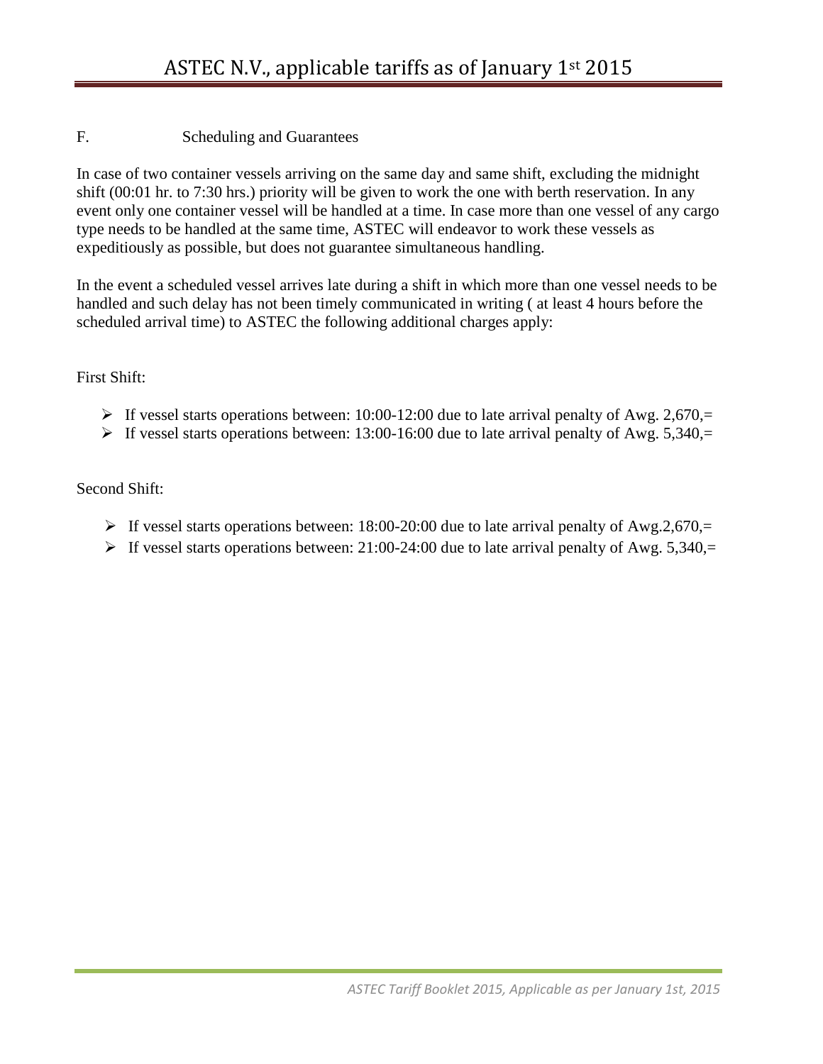## F. Scheduling and Guarantees

In case of two container vessels arriving on the same day and same shift, excluding the midnight shift (00:01 hr. to 7:30 hrs.) priority will be given to work the one with berth reservation. In any event only one container vessel will be handled at a time. In case more than one vessel of any cargo type needs to be handled at the same time, ASTEC will endeavor to work these vessels as expeditiously as possible, but does not guarantee simultaneous handling.

In the event a scheduled vessel arrives late during a shift in which more than one vessel needs to be handled and such delay has not been timely communicated in writing ( at least 4 hours before the scheduled arrival time) to ASTEC the following additional charges apply:

First Shift:

- If vessel starts operations between: 10:00-12:00 due to late arrival penalty of Awg. 2,670,=
- If vessel starts operations between: 13:00-16:00 due to late arrival penalty of Awg. 5,340,=

Second Shift:

- If vessel starts operations between: 18:00-20:00 due to late arrival penalty of Awg.2,670,=
- If vessel starts operations between: 21:00-24:00 due to late arrival penalty of Awg. 5,340,=